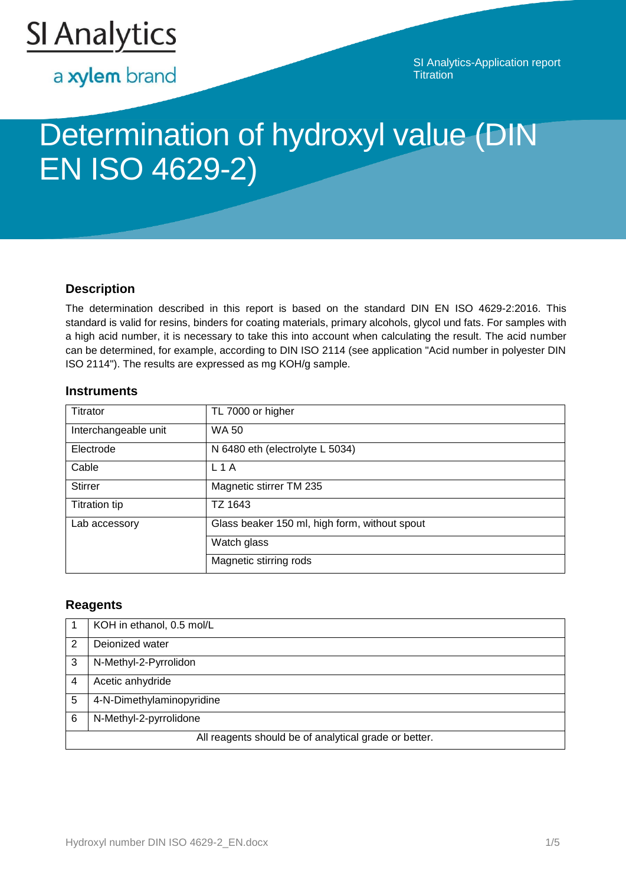SI Analytics

a xylem brand

SI Analytics-Application report
Titration

# Determination of hydroxyl value (DIN EN ISO 4629-2)

## Description

The determination described in this report is based on the standard DIN EN ISO 4629-2:2016. This standard is valid for resins, binders for coating materials, primary alcohols, glycol und fats. For samples with a high acid number, it is necessary to take this into account when calculating the result. The acid number can be determined, for example, according to DIN ISO 2114 (see application "Acid number in polyester DIN ISO 2114"). The results are expressed as mg KOH/g sample.

## Instruments

| | |
|---|---|
| Titrator | TL 7000 or higher |
| Interchangeable unit | WA 50 |
| Electrode | N 6480 eth (electrolyte L 5034) |
| Cable | L 1 A |
| Stirrer | Magnetic stirrer TM 235 |
| Titration tip | TZ 1643 |
| Lab accessory | Glass beaker 150 ml, high form, without spout |
| | Watch glass |
| | Magnetic stirring rods |

## Reagents

| | |
|---|---|
| 1 | KOH in ethanol, 0.5 mol/L |
| 2 | Deionized water |
| 3 | N-Methyl-2-Pyrrolidon |
| 4 | Acetic anhydride |
| 5 | 4-N-Dimethylaminopyridine |
| 6 | N-Methyl-2-pyrrolidone |
| All reagents should be of analytical grade or better. | |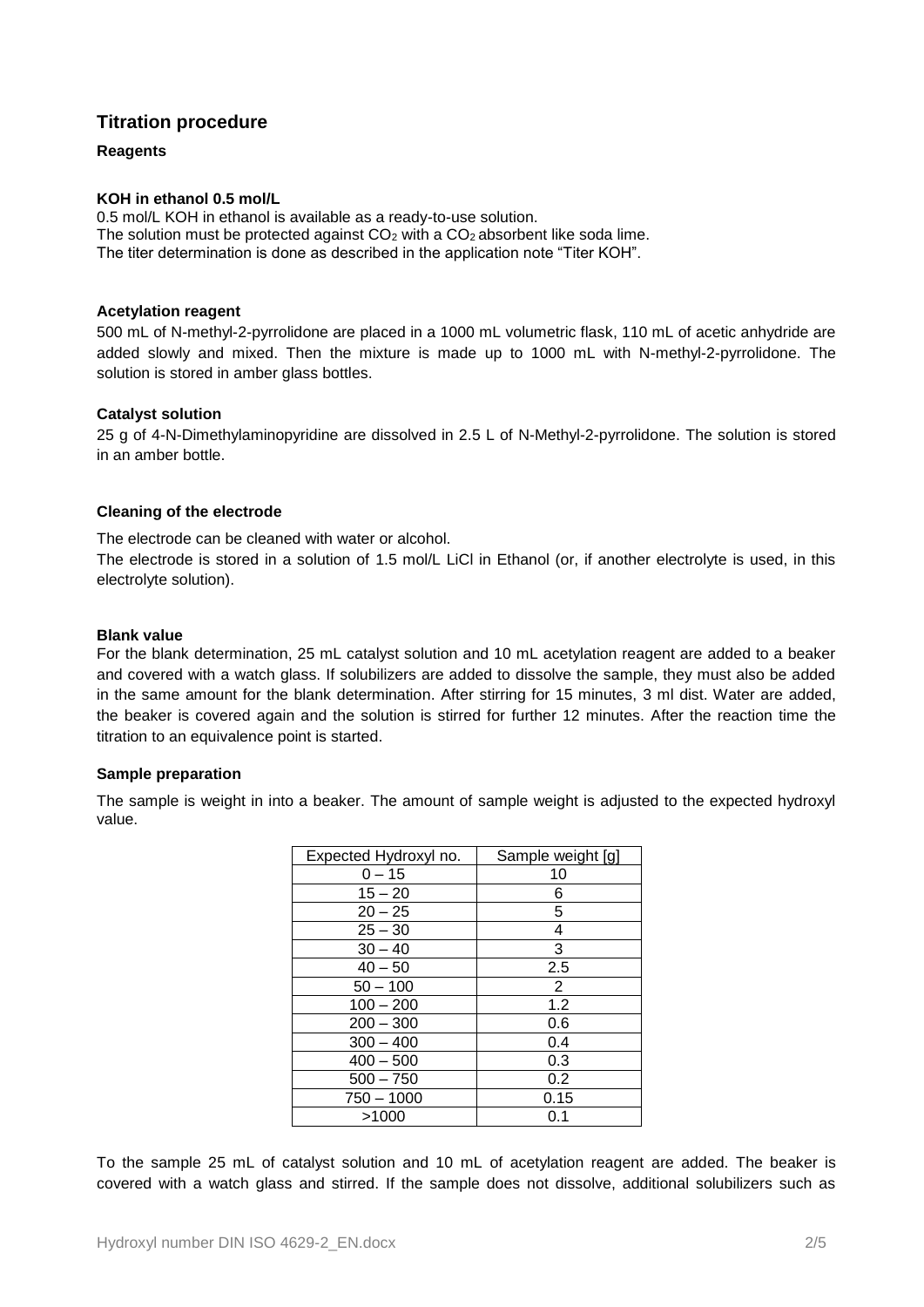## Titration procedure

### Reagents

**KOH in ethanol 0.5 mol/L**

0.5 mol/L KOH in ethanol is available as a ready-to-use solution.
The solution must be protected against $CO_2$ with a $CO_2$ absorbent like soda lime.
The titer determination is done as described in the application note "Titer KOH".

**Acetylation reagent**

500 mL of N-methyl-2-pyrrolidone are placed in a 1000 mL volumetric flask, 110 mL of acetic anhydride are added slowly and mixed. Then the mixture is made up to 1000 mL with N-methyl-2-pyrrolidone. The solution is stored in amber glass bottles.

**Catalyst solution**

25 g of 4-N-Dimethylaminopyridine are dissolved in 2.5 L of N-Methyl-2-pyrrolidone. The solution is stored in an amber bottle.

**Cleaning of the electrode**

The electrode can be cleaned with water or alcohol.
The electrode is stored in a solution of 1.5 mol/L LiCl in Ethanol (or, if another electrolyte is used, in this electrolyte solution).

**Blank value**

For the blank determination, 25 mL catalyst solution and 10 mL acetylation reagent are added to a beaker and covered with a watch glass. If solubilizers are added to dissolve the sample, they must also be added in the same amount for the blank determination. After stirring for 15 minutes, 3 ml dist. Water are added, the beaker is covered again and the solution is stirred for further 12 minutes. After the reaction time the titration to an equivalence point is started.

**Sample preparation**

The sample is weight in into a beaker. The amount of sample weight is adjusted to the expected hydroxyl value.

| Expected Hydroxyl no. | Sample weight [g] |
| --- | --- |
| 0 – 15 | 10 |
| 15 – 20 | 6 |
| 20 – 25 | 5 |
| 25 – 30 | 4 |
| 30 – 40 | 3 |
| 40 – 50 | 2.5 |
| 50 – 100 | 2 |
| 100 – 200 | 1.2 |
| 200 – 300 | 0.6 |
| 300 – 400 | 0.4 |
| 400 – 500 | 0.3 |
| 500 – 750 | 0.2 |
| 750 – 1000 | 0.15 |
| >1000 | 0.1 |

To the sample 25 mL of catalyst solution and 10 mL of acetylation reagent are added. The beaker is covered with a watch glass and stirred. If the sample does not dissolve, additional solubilizers such as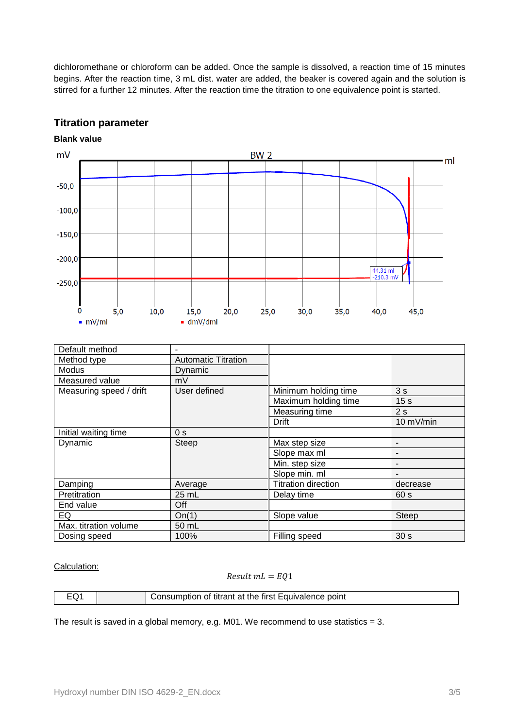dichloromethane or chloroform can be added. Once the sample is dissolved, a reaction time of 15 minutes begins. After the reaction time, 3 mL dist. water are added, the beaker is covered again and the solution is stirred for a further 12 minutes. After the reaction time the titration to one equivalence point is started.

## Titration parameter

**Blank value**

| Default method | - | | |
|---|---|---|---|
| Method type | Automatic Titration | | |
| Modus | Dynamic | | |
| Measured value | mV | | |
| Measuring speed / drift | User defined | Minimum holding time | 3 s |
| | | Maximum holding time | 15 s |
| | | Measuring time | 2 s |
| | | Drift | 10 mV/min |
| Initial waiting time | 0 s | | |
| Dynamic | Steep | Max step size | - |
| | | Slope max ml | - |
| | | Min. step size | - |
| | | Slope min. ml | - |
| Damping | Average | Titration direction | decrease |
| Pretitration | 25 mL | Delay time | 60 s |
| End value | Off | | |
| EQ | On(1) | Slope value | Steep |
| Max. titration volume | 50 mL | | |
| Dosing speed | 100% | Filling speed | 30 s |

Calculation:

$$Result\ mL = EQ1$$

| EQ1 | | Consumption of titrant at the first Equivalence point |
|---|---|---|

The result is saved in a global memory, e.g. M01. We recommend to use statistics = 3.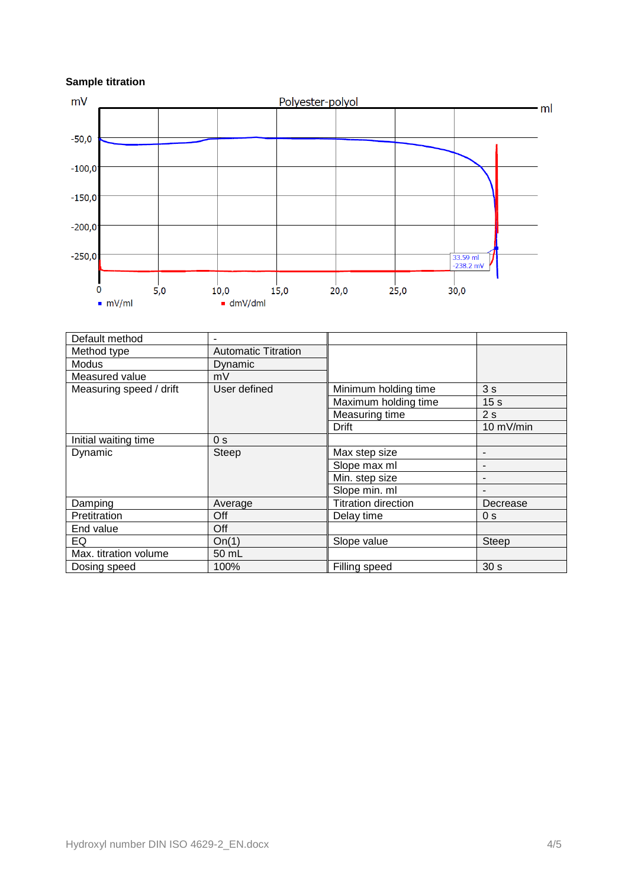**Sample titration**

| Default method | - | | |
|---|---|---|---|
| Method type | Automatic Titration | | |
| Modus | Dynamic | | |
| Measured value | mV | | |
| Measuring speed / drift | User defined | Minimum holding time | 3 s |
| | | Maximum holding time | 15 s |
| | | Measuring time | 2 s |
| | | Drift | 10 mV/min |
| Initial waiting time | 0 s | | |
| Dynamic | Steep | Max step size | - |
| | | Slope max ml | - |
| | | Min. step size | - |
| | | Slope min. ml | - |
| Damping | Average | Titration direction | Decrease |
| Pretitration | Off | Delay time | 0 s |
| End value | Off | | |
| EQ | On(1) | Slope value | Steep |
| Max. titration volume | 50 mL | | |
| Dosing speed | 100% | Filling speed | 30 s |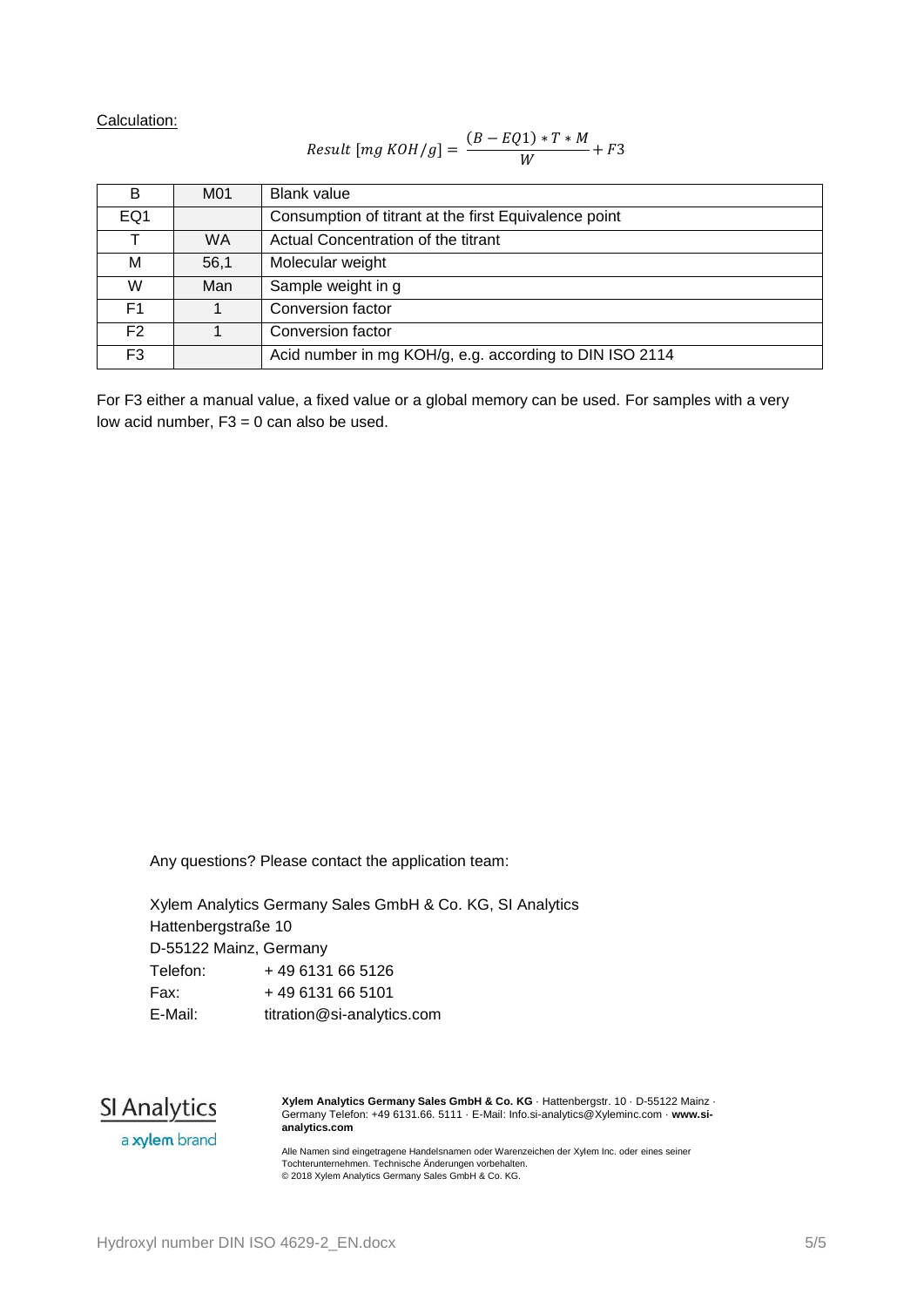Calculation:

$$Result\ [mg\ KOH/g] = \frac{(B - EQ1) * T * M}{W} + F3$$

| | | |
|---|---|---|
| B | M01 | Blank value |
| EQ1 | | Consumption of titrant at the first Equivalence point |
| T | WA | Actual Concentration of the titrant |
| M | 56,1 | Molecular weight |
| W | Man | Sample weight in g |
| F1 | 1 | Conversion factor |
| F2 | 1 | Conversion factor |
| F3 | | Acid number in mg KOH/g, e.g. according to DIN ISO 2114 |

For F3 either a manual value, a fixed value or a global memory can be used. For samples with a very low acid number, F3 = 0 can also be used.

Any questions? Please contact the application team:

Xylem Analytics Germany Sales GmbH & Co. KG, SI Analytics
Hattenbergstraße 10
D-55122 Mainz, Germany
Telefon: + 49 6131 66 5126
Fax: + 49 6131 66 5101
E-Mail: titration@si-analytics.com

SI Analytics
a xylem brand

**Xylem Analytics Germany Sales GmbH & Co. KG** · Hattenbergstr. 10 · D-55122 Mainz · Germany Telefon: +49 6131.66. 5111 · E-Mail: Info.si-analytics@Xyleminc.com · **www.si-analytics.com**

Alle Namen sind eingetragene Handelsnamen oder Warenzeichen der Xylem Inc. oder eines seiner Tochterunternehmen. Technische Änderungen vorbehalten.
© 2018 Xylem Analytics Germany Sales GmbH & Co. KG.